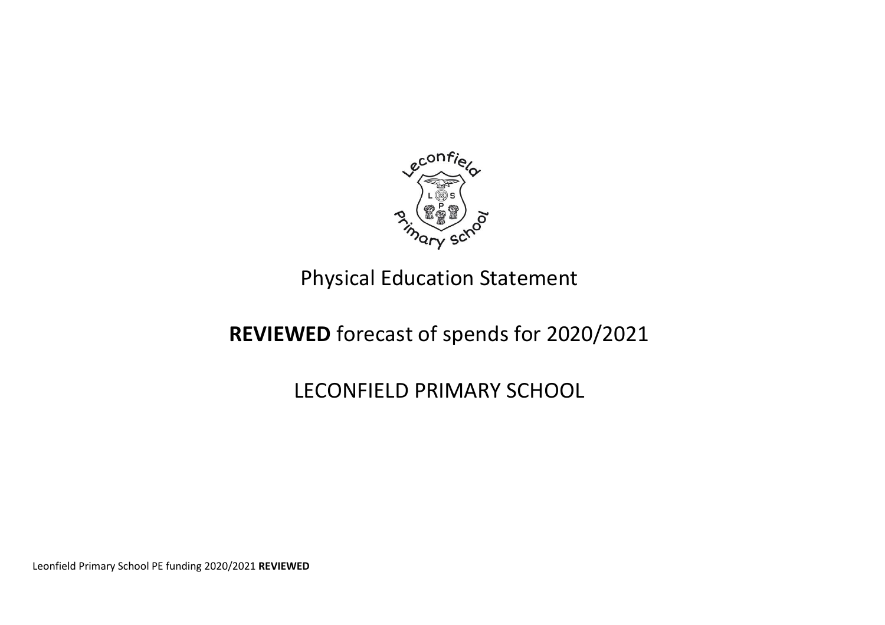# Physical Education Statement

## **REVIEWED** forecast of spends for 2020/2021

## LECONFIELD PRIMARY SCHOOL

Leonfield Primary School PE funding 2020/2021 **REVIEWED**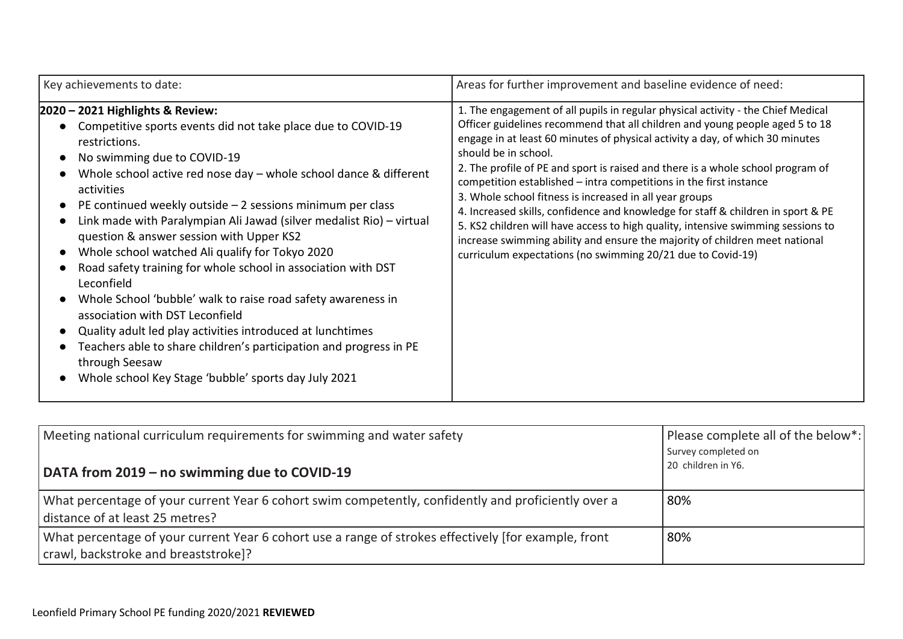| Key achievements to date: | Areas for further improvement and baseline evidence of need: |
|---|---|
| **2020 – 2021 Highlights & Review:**<br>• Competitive sports events did not take place due to COVID-19 restrictions.<br>• No swimming due to COVID-19<br>• Whole school active red nose day – whole school dance & different activities<br>• PE continued weekly outside – 2 sessions minimum per class<br>• Link made with Paralympian Ali Jawad (silver medalist Rio) – virtual question & answer session with Upper KS2<br>• Whole school watched Ali qualify for Tokyo 2020<br>• Road safety training for whole school in association with DST Leconfield<br>• Whole School 'bubble' walk to raise road safety awareness in association with DST Leconfield<br>• Quality adult led play activities introduced at lunchtimes<br>• Teachers able to share children's participation and progress in PE through Seesaw<br>• Whole school Key Stage 'bubble' sports day July 2021 | 1. The engagement of all pupils in regular physical activity - the Chief Medical Officer guidelines recommend that all children and young people aged 5 to 18 engage in at least 60 minutes of physical activity a day, of which 30 minutes should be in school.<br>2. The profile of PE and sport is raised and there is a whole school program of competition established – intra competitions in the first instance<br>3. Whole school fitness is increased in all year groups<br>4. Increased skills, confidence and knowledge for staff & children in sport & PE<br>5. KS2 children will have access to high quality, intensive swimming sessions to increase swimming ability and ensure the majority of children meet national curriculum expectations (no swimming 20/21 due to Covid-19) |

| Meeting national curriculum requirements for swimming and water safety<br><br>**DATA from 2019 – no swimming due to COVID-19** | Please complete all of the below*:<br>Survey completed on<br>20 children in Y6. |
|---|---|
| What percentage of your current Year 6 cohort swim competently, confidently and proficiently over a distance of at least 25 metres? | 80% |
| What percentage of your current Year 6 cohort use a range of strokes effectively [for example, front crawl, backstroke and breaststroke]? | 80% |

Leonfield Primary School PE funding 2020/2021 **REVIEWED**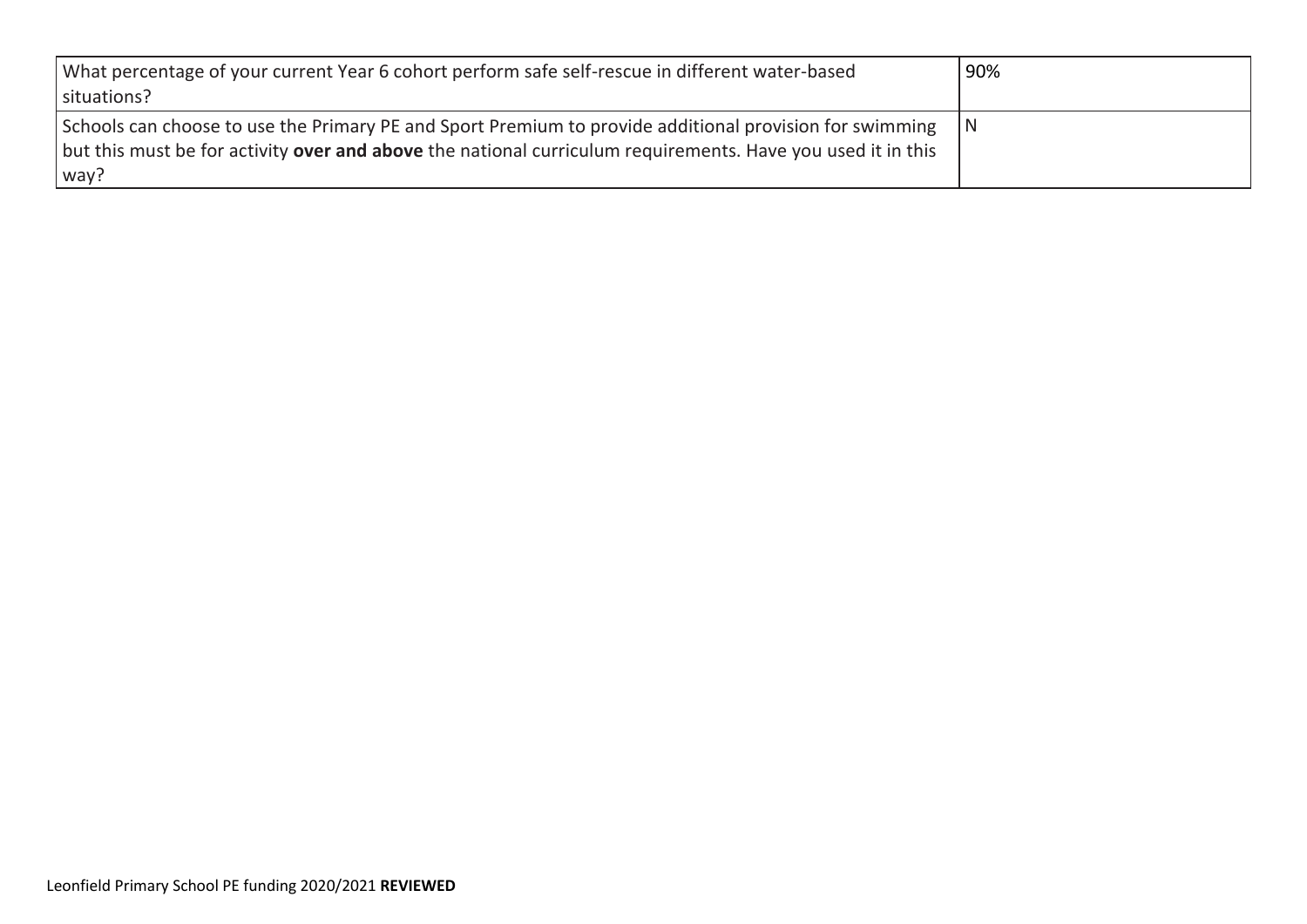| | |
|---|---|
| What percentage of your current Year 6 cohort perform safe self-rescue in different water-based situations? | 90% |
| Schools can choose to use the Primary PE and Sport Premium to provide additional provision for swimming but this must be for activity **over and above** the national curriculum requirements. Have you used it in this way? | N |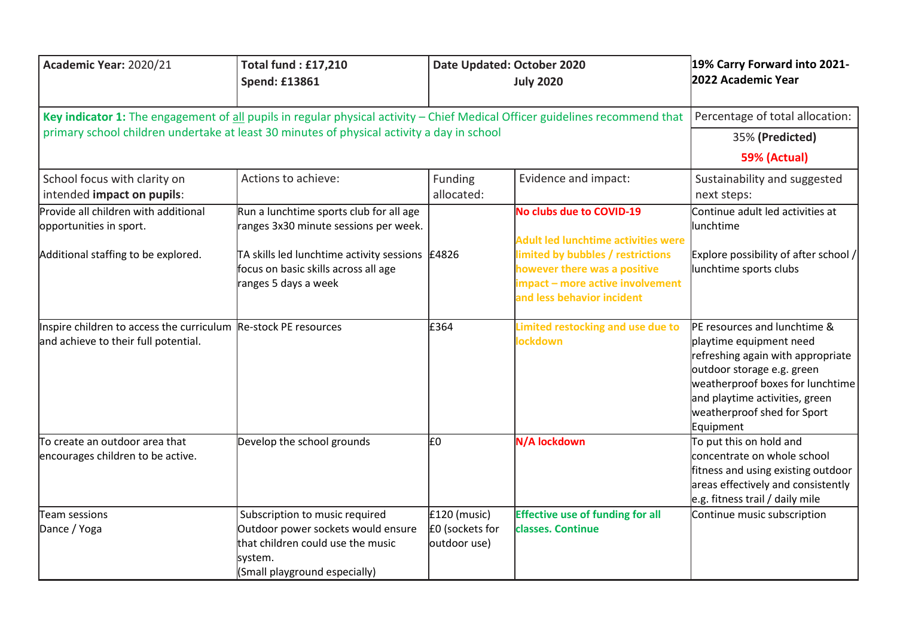| **Academic Year:** 2020/21 | **Total fund : £17,210**<br>**Spend: £13861** | **Date Updated: October 2020**<br>**July 2020** | | **19% Carry Forward into 2021-2022 Academic Year** |
|---|---|---|---|---|
| **Key indicator 1:** The engagement of all pupils in regular physical activity – Chief Medical Officer guidelines recommend that primary school children undertake at least 30 minutes of physical activity a day in school | | | | Percentage of total allocation:<br>35% **(Predicted)**<br>**59% (Actual)** |
| School focus with clarity on intended **impact on pupils**: | Actions to achieve: | Funding allocated: | Evidence and impact: | Sustainability and suggested next steps: |
| Provide all children with additional opportunities in sport.<br><br>Additional staffing to be explored. | Run a lunchtime sports club for all age ranges 3x30 minute sessions per week.<br><br>TA skills led lunchtime activity sessions focus on basic skills across all age ranges 5 days a week | £4826 | **No clubs due to COVID-19**<br><br>**Adult led lunchtime activities were limited by bubbles / restrictions however there was a positive impact – more active involvement and less behavior incident** | Continue adult led activities at lunchtime<br><br>Explore possibility of after school / lunchtime sports clubs |
| Inspire children to access the curriculum and achieve to their full potential. | Re-stock PE resources | £364 | **Limited restocking and use due to lockdown** | PE resources and lunchtime & playtime equipment need refreshing again with appropriate outdoor storage e.g. green weatherproof boxes for lunchtime and playtime activities, green weatherproof shed for Sport Equipment |
| To create an outdoor area that encourages children to be active. | Develop the school grounds | £0 | **N/A lockdown** | To put this on hold and concentrate on whole school fitness and using existing outdoor areas effectively and consistently e.g. fitness trail / daily mile |
| Team sessions<br>Dance / Yoga | Subscription to music required<br>Outdoor power sockets would ensure that children could use the music system.<br>(Small playground especially) | £120 (music)<br>£0 (sockets for outdoor use) | **Effective use of funding for all classes. Continue** | Continue music subscription |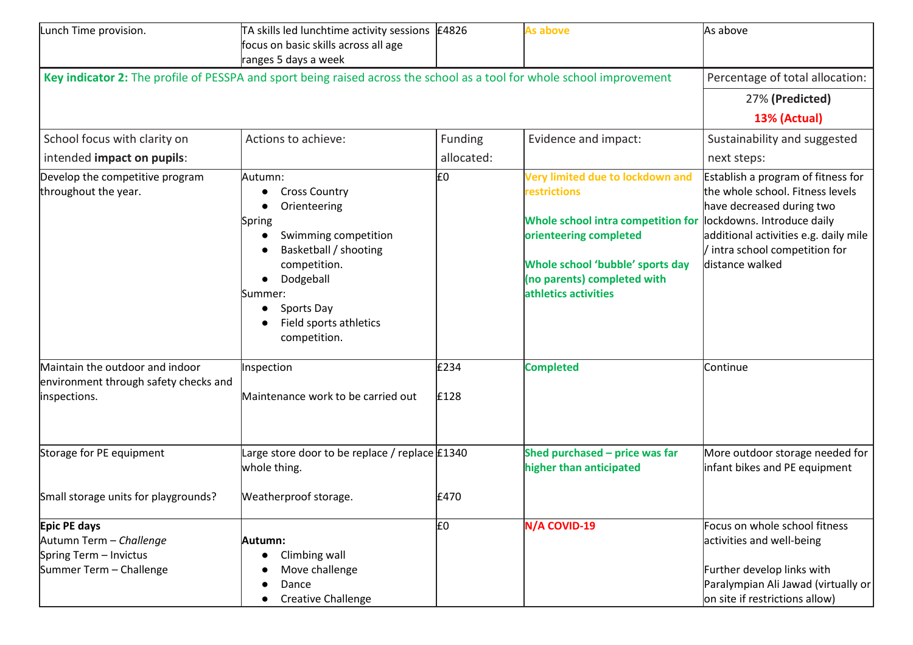| | | | | |
|---|---|---|---|---|
| Lunch Time provision. | TA skills led lunchtime activity sessions focus on basic skills across all age ranges 5 days a week | £4826 | **As above** | As above |
| **Key indicator 2:** The profile of PESSPA and sport being raised across the school as a tool for whole school improvement | | | | Percentage of total allocation:<br>27% **(Predicted)**<br>**13% (Actual)** |
| School focus with clarity on intended **impact on pupils**: | Actions to achieve: | Funding allocated: | Evidence and impact: | Sustainability and suggested next steps: |
| Develop the competitive program throughout the year. | Autumn:<br>● Cross Country<br>● Orienteering<br>Spring<br>● Swimming competition<br>● Basketball / shooting competition.<br>● Dodgeball<br>Summer:<br>● Sports Day<br>● Field sports athletics competition. | £0 | **Very limited due to lockdown and restrictions**<br><br>**Whole school intra competition for orienteering completed**<br><br>**Whole school 'bubble' sports day (no parents) completed with athletics activities** | Establish a program of fitness for the whole school. Fitness levels have decreased during two lockdowns. Introduce daily additional activities e.g. daily mile / intra school competition for distance walked |
| Maintain the outdoor and indoor environment through safety checks and inspections. | Inspection<br><br>Maintenance work to be carried out | £234<br><br>£128 | **Completed** | Continue |
| Storage for PE equipment<br><br>Small storage units for playgrounds? | Large store door to be replace / replace whole thing.<br><br>Weatherproof storage. | £1340<br><br>£470 | **Shed purchased – price was far higher than anticipated** | More outdoor storage needed for infant bikes and PE equipment |
| **Epic PE days**<br>Autumn Term – *Challenge*<br>Spring Term – Invictus<br>Summer Term – Challenge | **Autumn:**<br>● Climbing wall<br>● Move challenge<br>● Dance<br>● Creative Challenge | £0 | **N/A COVID-19** | Focus on whole school fitness activities and well-being<br><br>Further develop links with Paralympian Ali Jawad (virtually or on site if restrictions allow) |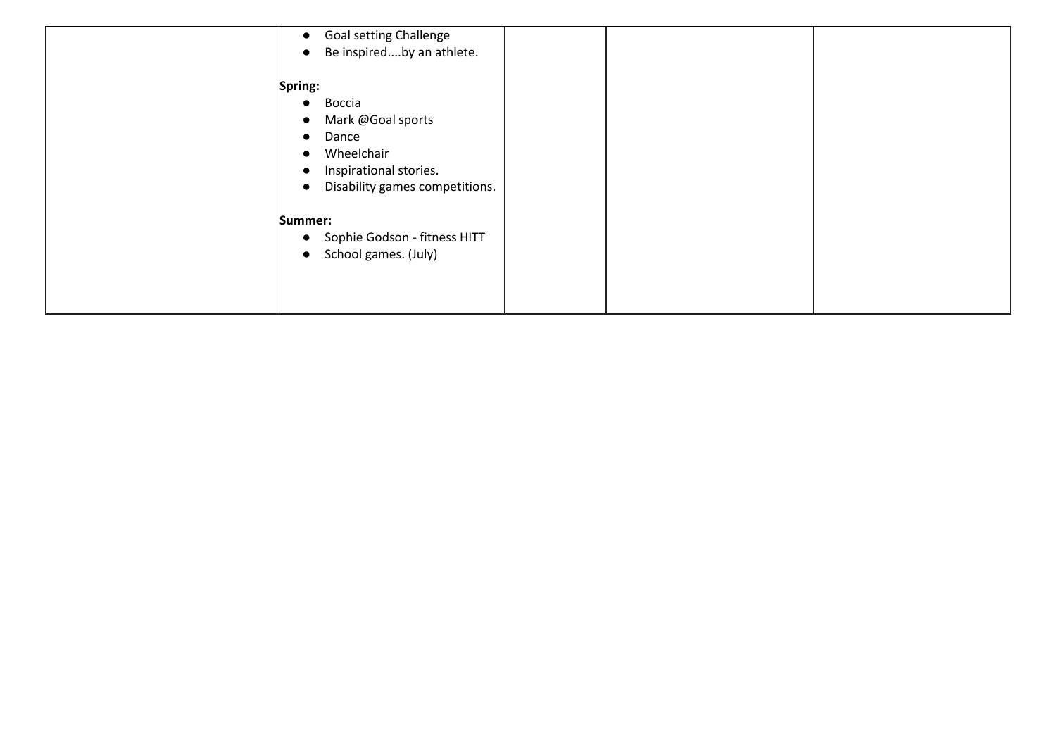| | | | | |
|---|---|---|---|---|
| | • Goal setting Challenge<br>• Be inspired....by an athlete.<br><br>**Spring:**<br>• Boccia<br>• Mark @Goal sports<br>• Dance<br>• Wheelchair<br>• Inspirational stories.<br>• Disability games competitions.<br><br>**Summer:**<br>• Sophie Godson - fitness HITT<br>• School games. (July) | | | |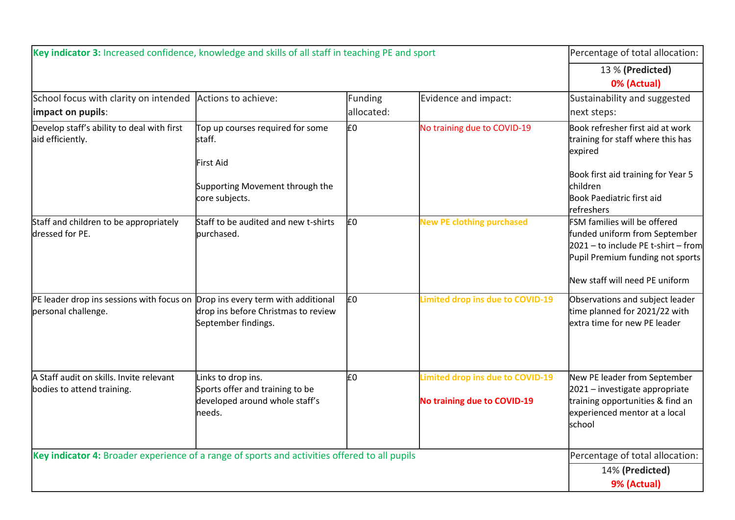| **Key indicator 3:** Increased confidence, knowledge and skills of all staff in teaching PE and sport | | | | Percentage of total allocation: |
|---|---|---|---|---|
| | | | | 13 % **(Predicted)** **0% (Actual)** |
| School focus with clarity on intended **impact on pupils**: | Actions to achieve: | Funding allocated: | Evidence and impact: | Sustainability and suggested next steps: |
| Develop staff's ability to deal with first aid efficiently. | Top up courses required for some staff.<br><br>First Aid<br><br>Supporting Movement through the core subjects. | £0 | No training due to COVID-19 | Book refresher first aid at work training for staff where this has expired<br><br>Book first aid training for Year 5 children<br>Book Paediatric first aid refreshers |
| Staff and children to be appropriately dressed for PE. | Staff to be audited and new t-shirts purchased. | £0 | **New PE clothing purchased** | FSM families will be offered funded uniform from September 2021 – to include PE t-shirt – from Pupil Premium funding not sports<br><br>New staff will need PE uniform |
| PE leader drop ins sessions with focus on personal challenge. | Drop ins every term with additional drop ins before Christmas to review September findings. | £0 | **Limited drop ins due to COVID-19** | Observations and subject leader time planned for 2021/22 with extra time for new PE leader |
| A Staff audit on skills. Invite relevant bodies to attend training. | Links to drop ins.<br>Sports offer and training to be developed around whole staff's needs. | £0 | **Limited drop ins due to COVID-19**<br><br>**No training due to COVID-19** | New PE leader from September 2021 – investigate appropriate training opportunities & find an experienced mentor at a local school |

| **Key indicator 4:** Broader experience of a range of sports and activities offered to all pupils | Percentage of total allocation: |
|---|---|
| | 14% **(Predicted)** **9% (Actual)** |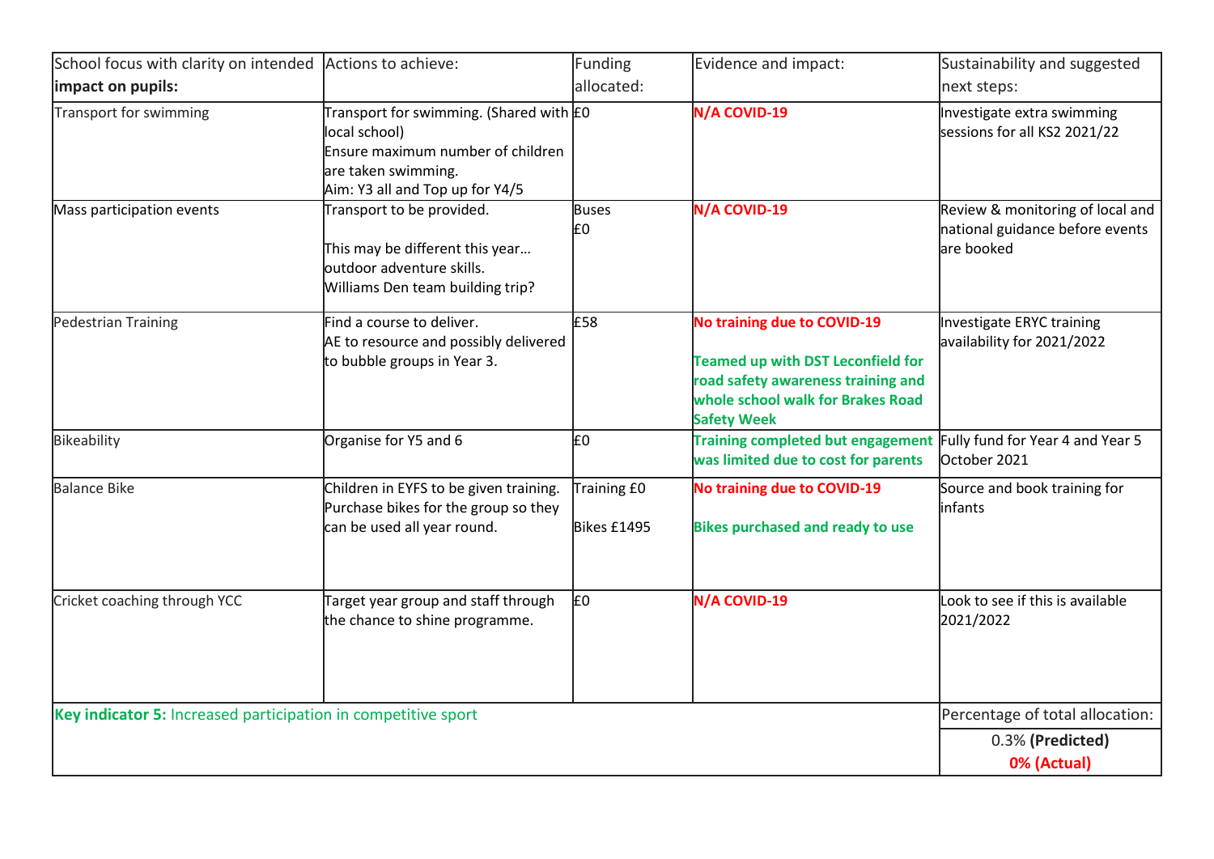| School focus with clarity on intended **impact on pupils:** | Actions to achieve: | Funding allocated: | Evidence and impact: | Sustainability and suggested next steps: |
|---|---|---|---|---|
| Transport for swimming | Transport for swimming. (Shared with local school)<br>Ensure maximum number of children are taken swimming.<br>Aim: Y3 all and Top up for Y4/5 | £0 | **N/A COVID-19** | Investigate extra swimming sessions for all KS2 2021/22 |
| Mass participation events | Transport to be provided.<br><br>This may be different this year… outdoor adventure skills.<br>Williams Den team building trip? | Buses £0 | **N/A COVID-19** | Review & monitoring of local and national guidance before events are booked |
| Pedestrian Training | Find a course to deliver.<br>AE to resource and possibly delivered to bubble groups in Year 3. | £58 | **No training due to COVID-19**<br><br>**Teamed up with DST Leconfield for road safety awareness training and whole school walk for Brakes Road Safety Week** | Investigate ERYC training availability for 2021/2022 |
| Bikeability | Organise for Y5 and 6 | £0 | **Training completed but engagement was limited due to cost for parents** | Fully fund for Year 4 and Year 5 October 2021 |
| Balance Bike | Children in EYFS to be given training.<br>Purchase bikes for the group so they can be used all year round. | Training £0<br><br>Bikes £1495 | **No training due to COVID-19**<br><br>**Bikes purchased and ready to use** | Source and book training for infants |
| Cricket coaching through YCC | Target year group and staff through the chance to shine programme. | £0 | **N/A COVID-19** | Look to see if this is available 2021/2022 |

| **Key indicator 5:** Increased participation in competitive sport | Percentage of total allocation: |
|---|---|
| | 0.3% **(Predicted)**<br>**0% (Actual)** |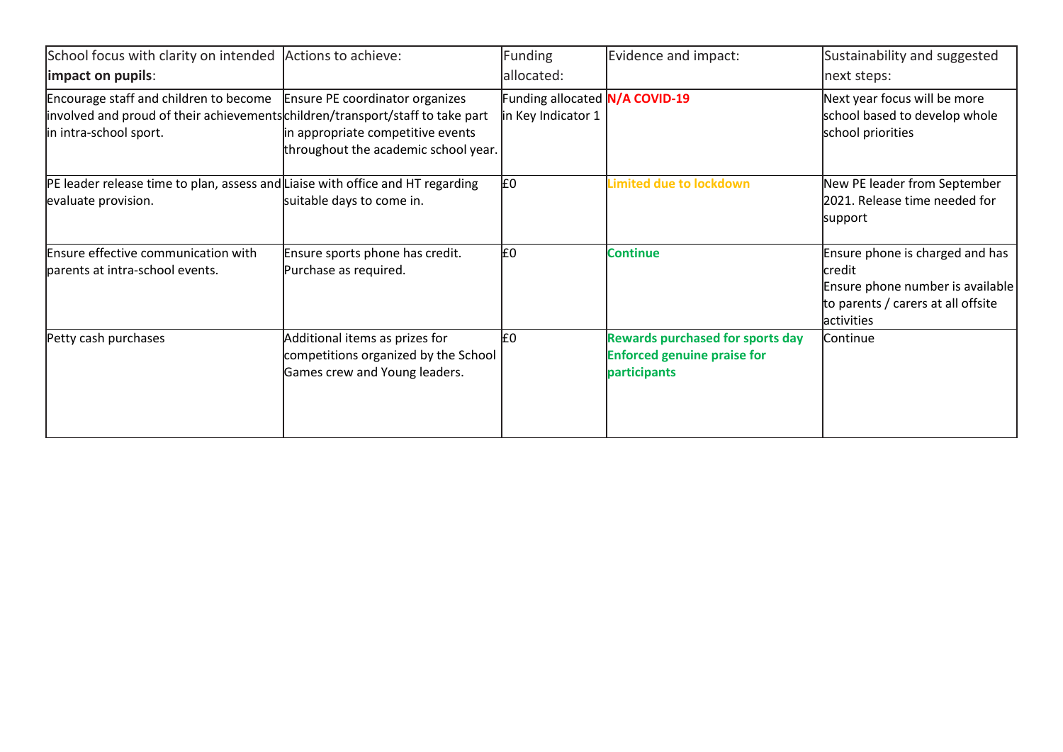| School focus with clarity on intended **impact on pupils**: | Actions to achieve: | Funding allocated: | Evidence and impact: | Sustainability and suggested next steps: |
|---|---|---|---|---|
| Encourage staff and children to become involved and proud of their achievements in intra-school sport. | Ensure PE coordinator organizes children/transport/staff to take part in appropriate competitive events throughout the academic school year. | Funding allocated in Key Indicator 1 | **N/A COVID-19** | Next year focus will be more school based to develop whole school priorities |
| PE leader release time to plan, assess and evaluate provision. | Liaise with office and HT regarding suitable days to come in. | £0 | **Limited due to lockdown** | New PE leader from September 2021. Release time needed for support |
| Ensure effective communication with parents at intra-school events. | Ensure sports phone has credit. Purchase as required. | £0 | **Continue** | Ensure phone is charged and has credit<br>Ensure phone number is available to parents / carers at all offsite activities |
| Petty cash purchases | Additional items as prizes for competitions organized by the School Games crew and Young leaders. | £0 | **Rewards purchased for sports day**<br>**Enforced genuine praise for participants** | Continue |